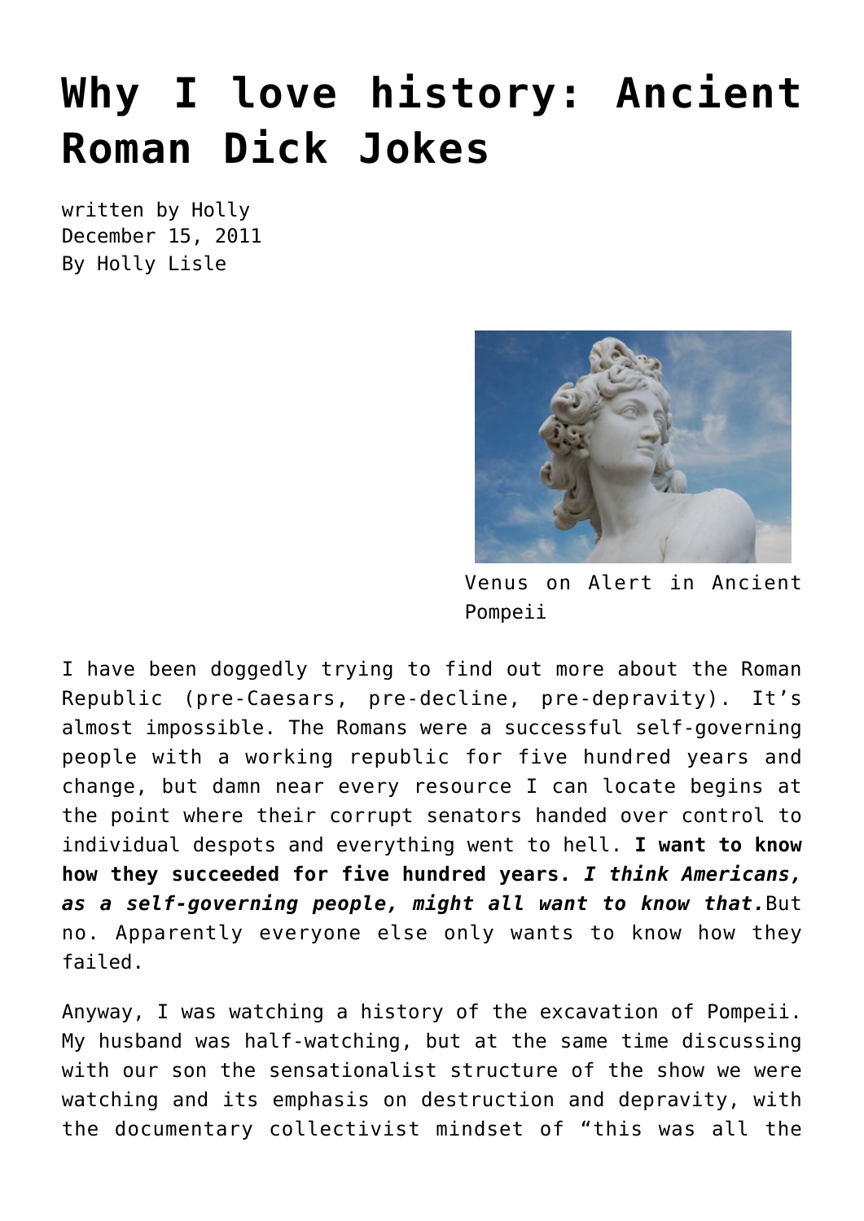# Why I love history: Ancient Roman Dick Jokes

written by Holly
December 15, 2011
By Holly Lisle

Venus on Alert in Ancient Pompeii

I have been doggedly trying to find out more about the Roman Republic (pre-Caesars, pre-decline, pre-depravity). It's almost impossible. The Romans were a successful self-governing people with a working republic for five hundred years and change, but damn near every resource I can locate begins at the point where their corrupt senators handed over control to individual despots and everything went to hell. **I want to know how they succeeded for five hundred years.** ***I think Americans, as a self-governing people, might all want to know that.*** But no. Apparently everyone else only wants to know how they failed.

Anyway, I was watching a history of the excavation of Pompeii. My husband was half-watching, but at the same time discussing with our son the sensationalist structure of the show we were watching and its emphasis on destruction and depravity, with the documentary collectivist mindset of "this was all the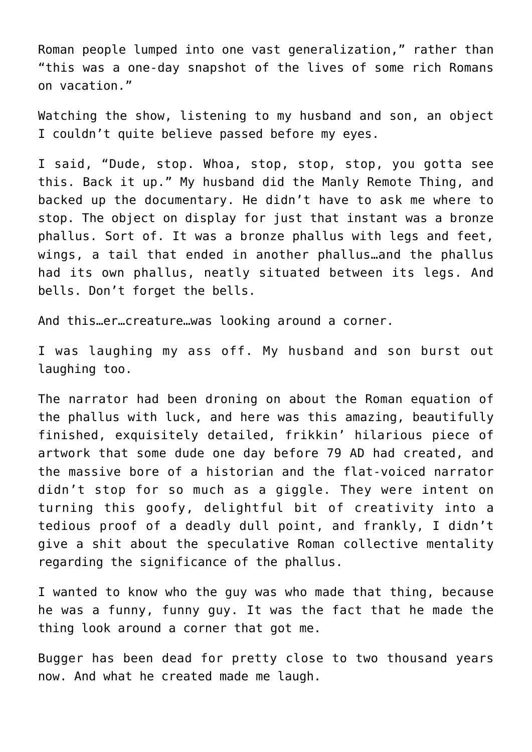Roman people lumped into one vast generalization," rather than "this was a one-day snapshot of the lives of some rich Romans on vacation."

Watching the show, listening to my husband and son, an object I couldn't quite believe passed before my eyes.

I said, "Dude, stop. Whoa, stop, stop, stop, you gotta see this. Back it up." My husband did the Manly Remote Thing, and backed up the documentary. He didn't have to ask me where to stop. The object on display for just that instant was a bronze phallus. Sort of. It was a bronze phallus with legs and feet, wings, a tail that ended in another phallus…and the phallus had its own phallus, neatly situated between its legs. And bells. Don't forget the bells.

And this…er…creature…was looking around a corner.

I was laughing my ass off. My husband and son burst out laughing too.

The narrator had been droning on about the Roman equation of the phallus with luck, and here was this amazing, beautifully finished, exquisitely detailed, frikkin' hilarious piece of artwork that some dude one day before 79 AD had created, and the massive bore of a historian and the flat-voiced narrator didn't stop for so much as a giggle. They were intent on turning this goofy, delightful bit of creativity into a tedious proof of a deadly dull point, and frankly, I didn't give a shit about the speculative Roman collective mentality regarding the significance of the phallus.

I wanted to know who the guy was who made that thing, because he was a funny, funny guy. It was the fact that he made the thing look around a corner that got me.

Bugger has been dead for pretty close to two thousand years now. And what he created made me laugh.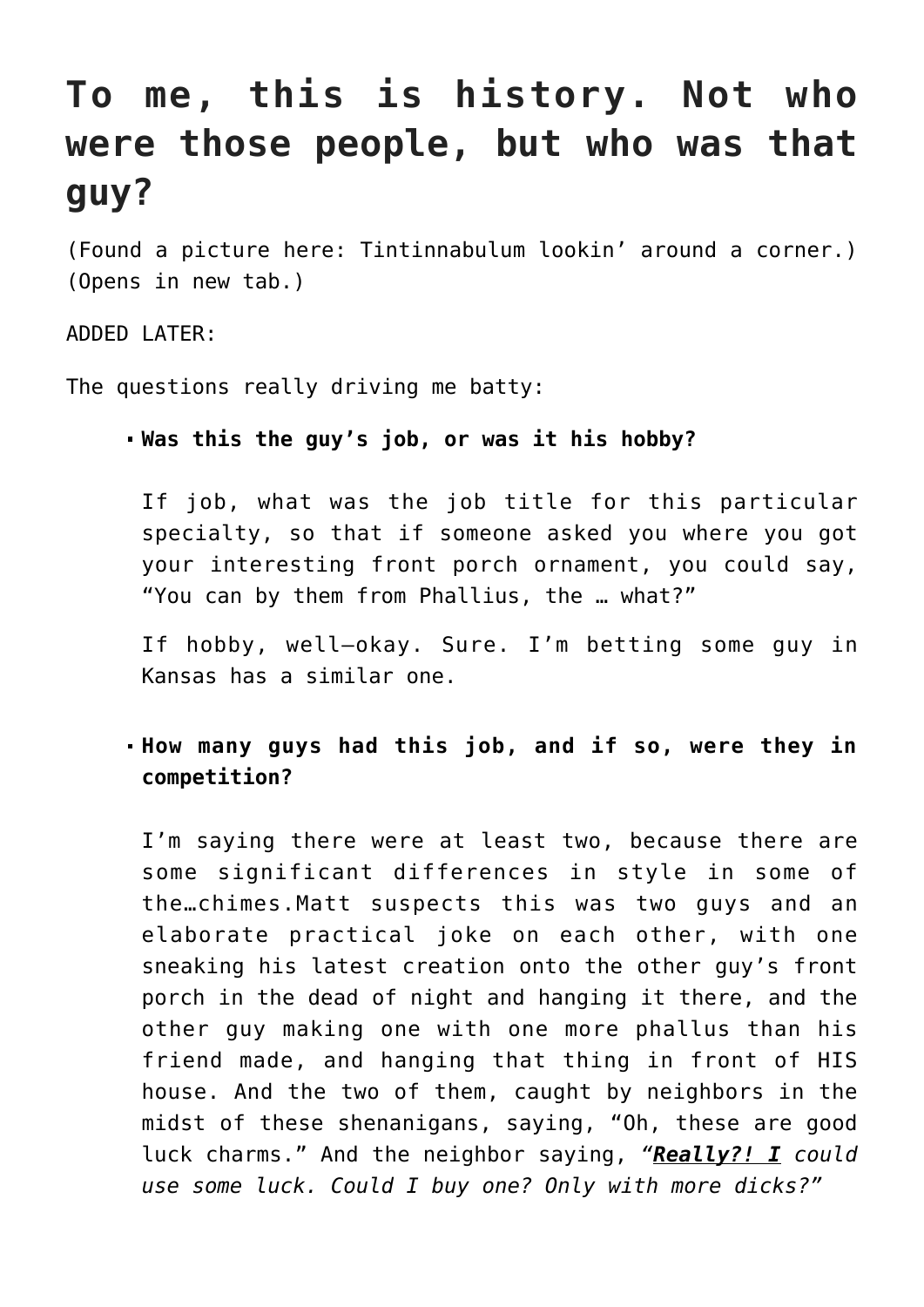# To me, this is history. Not who were those people, but who was that guy?

(Found a picture here: Tintinnabulum lookin' around a corner.) (Opens in new tab.)

ADDED LATER:

The questions really driving me batty:

- **Was this the guy's job, or was it his hobby?**

  If job, what was the job title for this particular specialty, so that if someone asked you where you got your interesting front porch ornament, you could say, "You can by them from Phallius, the … what?"

  If hobby, well—okay. Sure. I'm betting some guy in Kansas has a similar one.

- **How many guys had this job, and if so, were they in competition?**

  I'm saying there were at least two, because there are some significant differences in style in some of the…chimes.Matt suspects this was two guys and an elaborate practical joke on each other, with one sneaking his latest creation onto the other guy's front porch in the dead of night and hanging it there, and the other guy making one with one more phallus than his friend made, and hanging that thing in front of HIS house. And the two of them, caught by neighbors in the midst of these shenanigans, saying, "Oh, these are good luck charms." And the neighbor saying, *"**Really?! I** could use some luck. Could I buy one? Only with more dicks?"*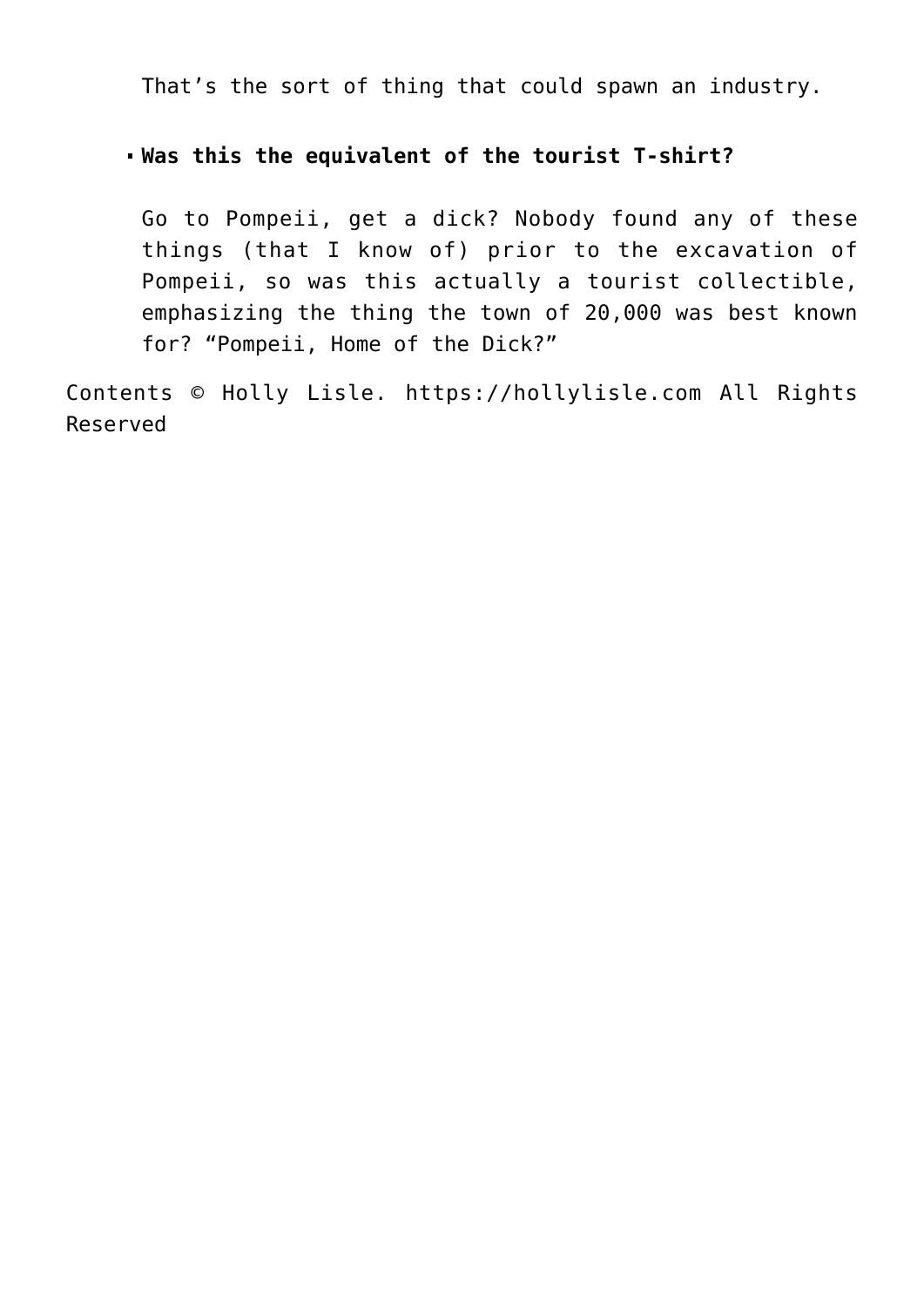That's the sort of thing that could spawn an industry.

- **Was this the equivalent of the tourist T-shirt?**

  Go to Pompeii, get a dick? Nobody found any of these things (that I know of) prior to the excavation of Pompeii, so was this actually a tourist collectible, emphasizing the thing the town of 20,000 was best known for? "Pompeii, Home of the Dick?"

Contents © Holly Lisle. https://hollylisle.com All Rights Reserved